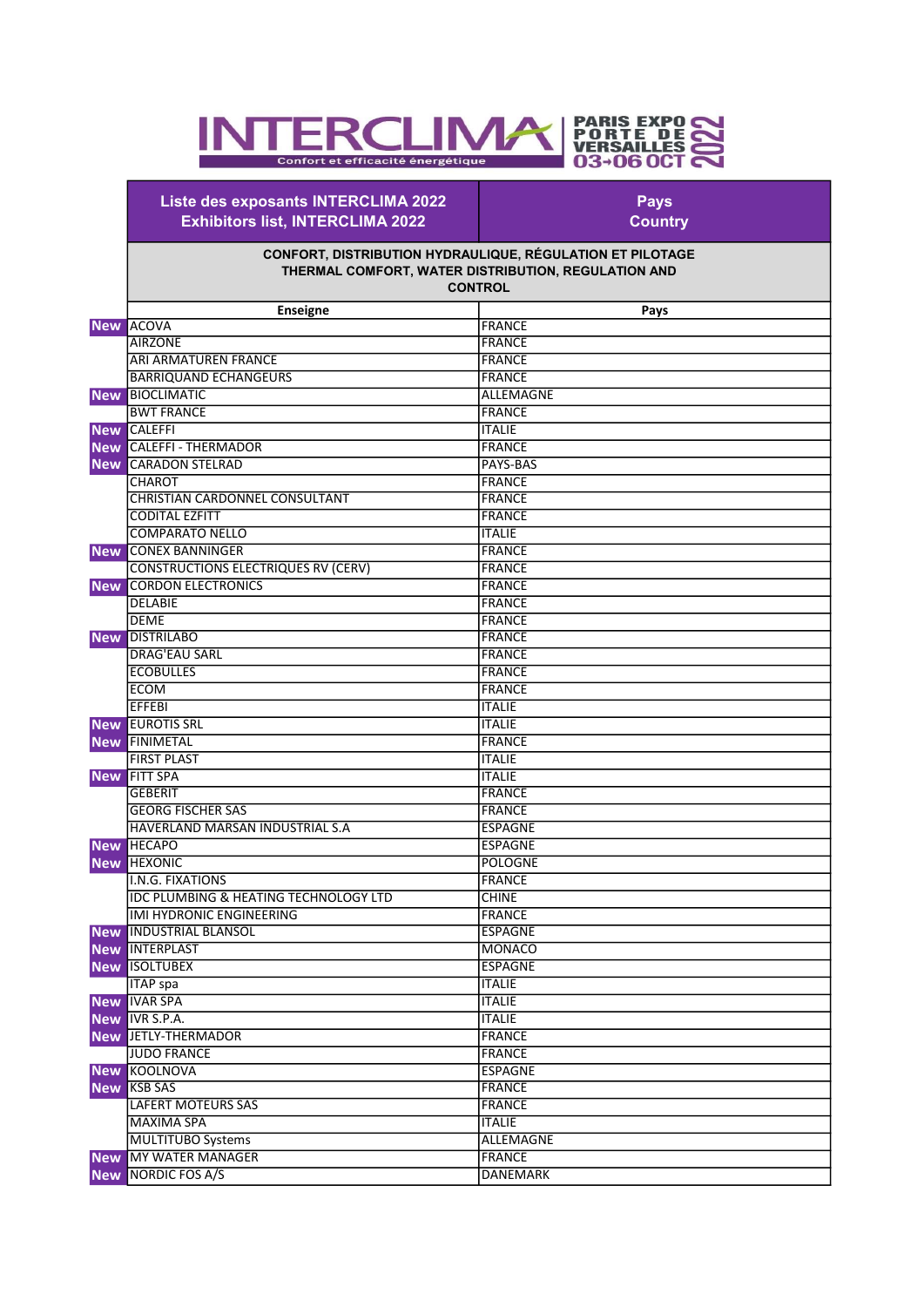# INTERCLIMA

Confort et efficacité énergétique

PARIS EXPO PORTE DE VERSAILLES 03→06 OCT 2022

| | Liste des exposants INTERCLIMA 2022<br>Exhibitors list, INTERCLIMA 2022 | Pays<br>Country |
|---|---|---|
| | **CONFORT, DISTRIBUTION HYDRAULIQUE, RÉGULATION ET PILOTAGE<br>THERMAL COMFORT, WATER DISTRIBUTION, REGULATION AND CONTROL** | |
| | **Enseigne** | **Pays** |
| New | ACOVA | FRANCE |
| | AIRZONE | FRANCE |
| | ARI ARMATUREN FRANCE | FRANCE |
| | BARRIQUAND ECHANGEURS | FRANCE |
| New | BIOCLIMATIC | ALLEMAGNE |
| | BWT FRANCE | FRANCE |
| New | CALEFFI | ITALIE |
| New | CALEFFI - THERMADOR | FRANCE |
| New | CARADON STELRAD | PAYS-BAS |
| | CHAROT | FRANCE |
| | CHRISTIAN CARDONNEL CONSULTANT | FRANCE |
| | CODITAL EZFITT | FRANCE |
| | COMPARATO NELLO | ITALIE |
| New | CONEX BANNINGER | FRANCE |
| | CONSTRUCTIONS ELECTRIQUES RV (CERV) | FRANCE |
| New | CORDON ELECTRONICS | FRANCE |
| | DELABIE | FRANCE |
| | DEME | FRANCE |
| New | DISTRILABO | FRANCE |
| | DRAG'EAU SARL | FRANCE |
| | ECOBULLES | FRANCE |
| | ECOM | FRANCE |
| | EFFEBI | ITALIE |
| New | EUROTIS SRL | ITALIE |
| New | FINIMETAL | FRANCE |
| | FIRST PLAST | ITALIE |
| New | FITT SPA | ITALIE |
| | GEBERIT | FRANCE |
| | GEORG FISCHER SAS | FRANCE |
| | HAVERLAND MARSAN INDUSTRIAL S.A | ESPAGNE |
| New | HECAPO | ESPAGNE |
| New | HEXONIC | POLOGNE |
| | I.N.G. FIXATIONS | FRANCE |
| | IDC PLUMBING & HEATING TECHNOLOGY LTD | CHINE |
| | IMI HYDRONIC ENGINEERING | FRANCE |
| New | INDUSTRIAL BLANSOL | ESPAGNE |
| New | INTERPLAST | MONACO |
| New | ISOLTUBEX | ESPAGNE |
| | ITAP spa | ITALIE |
| New | IVAR SPA | ITALIE |
| New | IVR S.P.A. | ITALIE |
| New | JETLY-THERMADOR | FRANCE |
| | JUDO FRANCE | FRANCE |
| New | KOOLNOVA | ESPAGNE |
| New | KSB SAS | FRANCE |
| | LAFERT MOTEURS SAS | FRANCE |
| | MAXIMA SPA | ITALIE |
| | MULTITUBO Systems | ALLEMAGNE |
| New | MY WATER MANAGER | FRANCE |
| New | NORDIC FOS A/S | DANEMARK |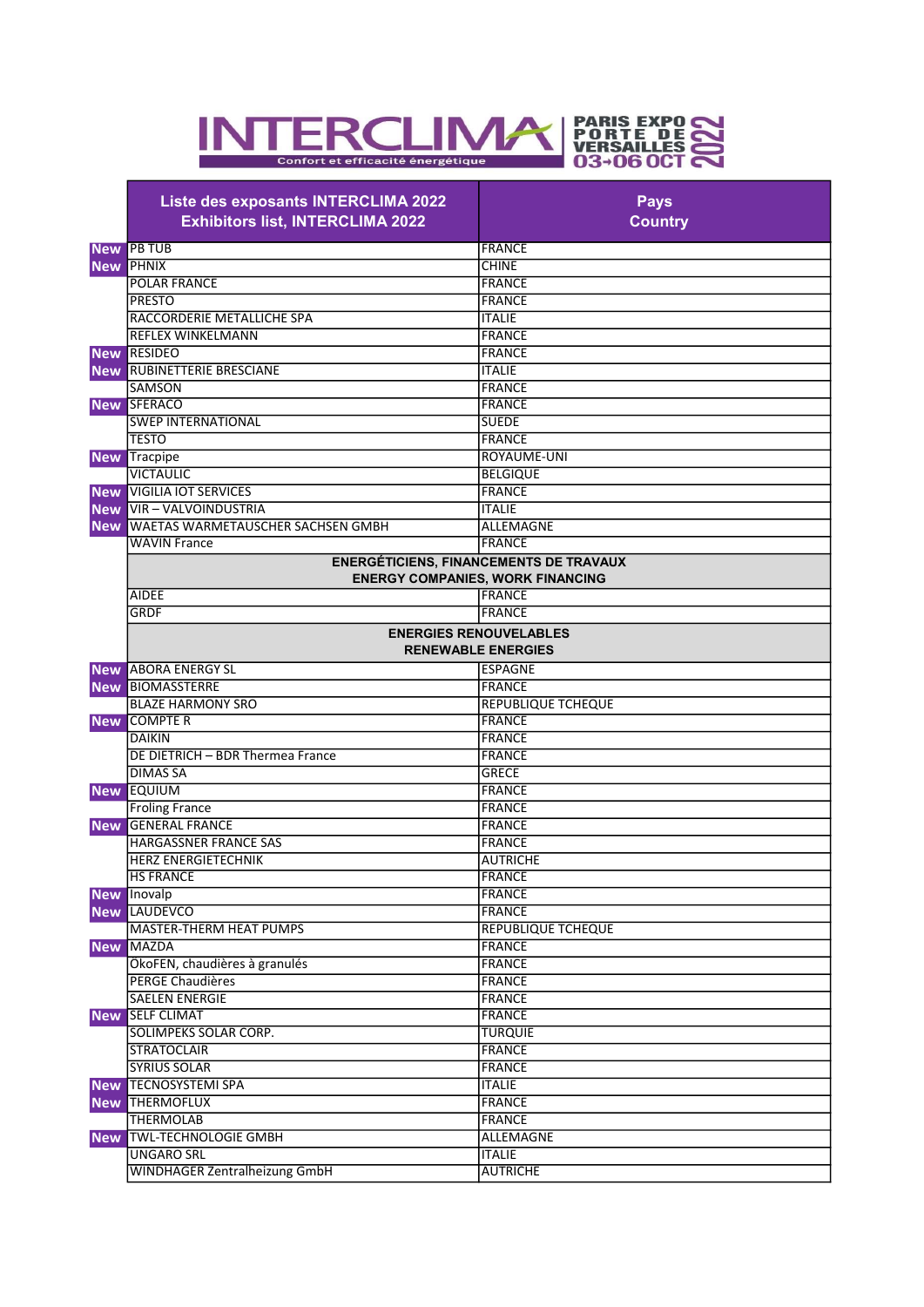| | Liste des exposants INTERCLIMA 2022<br>Exhibitors list, INTERCLIMA 2022 | Pays<br>Country |
|---|---|---|
| New | PB TUB | FRANCE |
| New | PHNIX | CHINE |
| | POLAR FRANCE | FRANCE |
| | PRESTO | FRANCE |
| | RACCORDERIE METALLICHE SPA | ITALIE |
| | REFLEX WINKELMANN | FRANCE |
| New | RESIDEO | FRANCE |
| New | RUBINETTERIE BRESCIANE | ITALIE |
| | SAMSON | FRANCE |
| New | SFERACO | FRANCE |
| | SWEP INTERNATIONAL | SUEDE |
| | TESTO | FRANCE |
| New | Tracpipe | ROYAUME-UNI |
| | VICTAULIC | BELGIQUE |
| New | VIGILIA IOT SERVICES | FRANCE |
| New | VIR – VALVOINDUSTRIA | ITALIE |
| New | WAETAS WARMETAUSCHER SACHSEN GMBH | ALLEMAGNE |
| | WAVIN France | FRANCE |
| | **ENERGÉTICIENS, FINANCEMENTS DE TRAVAUX<br>ENERGY COMPANIES, WORK FINANCING** | |
| | AIDEE | FRANCE |
| | GRDF | FRANCE |
| | **ENERGIES RENOUVELABLES<br>RENEWABLE ENERGIES** | |
| New | ABORA ENERGY SL | ESPAGNE |
| New | BIOMASSTERRE | FRANCE |
| | BLAZE HARMONY SRO | REPUBLIQUE TCHEQUE |
| New | COMPTE R | FRANCE |
| | DAIKIN | FRANCE |
| | DE DIETRICH – BDR Thermea France | FRANCE |
| | DIMAS SA | GRECE |
| New | EQUIUM | FRANCE |
| | Froling France | FRANCE |
| New | GENERAL FRANCE | FRANCE |
| | HARGASSNER FRANCE SAS | FRANCE |
| | HERZ ENERGIETECHNIK | AUTRICHE |
| | HS FRANCE | FRANCE |
| New | Inovalp | FRANCE |
| New | LAUDEVCO | FRANCE |
| | MASTER-THERM HEAT PUMPS | REPUBLIQUE TCHEQUE |
| New | MAZDA | FRANCE |
| | ÖkoFEN, chaudières à granulés | FRANCE |
| | PERGE Chaudières | FRANCE |
| | SAELEN ENERGIE | FRANCE |
| New | SELF CLIMAT | FRANCE |
| | SOLIMPEKS SOLAR CORP. | TURQUIE |
| | STRATOCLAIR | FRANCE |
| | SYRIUS SOLAR | FRANCE |
| New | TECNOSYSTEMI SPA | ITALIE |
| New | THERMOFLUX | FRANCE |
| | THERMOLAB | FRANCE |
| New | TWL-TECHNOLOGIE GMBH | ALLEMAGNE |
| | UNGARO SRL | ITALIE |
| | WINDHAGER Zentralheizung GmbH | AUTRICHE |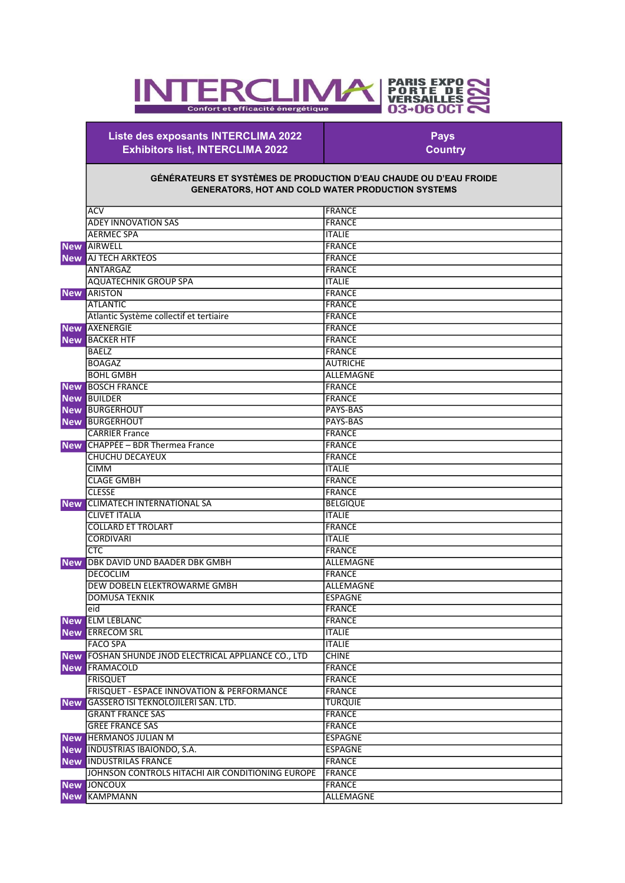# INTERCLIMA

Confort et efficacité énergétique

PARIS EXPO PORTE DE VERSAILLES 03→06 OCT 2022

| | Liste des exposants INTERCLIMA 2022<br>Exhibitors list, INTERCLIMA 2022 | Pays<br>Country |
|---|---|---|
| | **GÉNÉRATEURS ET SYSTÈMES DE PRODUCTION D'EAU CHAUDE OU D'EAU FROIDE<br>GENERATORS, HOT AND COLD WATER PRODUCTION SYSTEMS** | |
| | ACV | FRANCE |
| | ADEY INNOVATION SAS | FRANCE |
| | AERMEC SPA | ITALIE |
| New | AIRWELL | FRANCE |
| New | AJ TECH ARKTEOS | FRANCE |
| | ANTARGAZ | FRANCE |
| | AQUATECHNIK GROUP SPA | ITALIE |
| New | ARISTON | FRANCE |
| | ATLANTIC | FRANCE |
| | Atlantic Système collectif et tertiaire | FRANCE |
| New | AXENERGIE | FRANCE |
| New | BACKER HTF | FRANCE |
| | BAELZ | FRANCE |
| | BOAGAZ | AUTRICHE |
| | BOHL GMBH | ALLEMAGNE |
| New | BOSCH FRANCE | FRANCE |
| New | BUILDER | FRANCE |
| New | BURGERHOUT | PAYS-BAS |
| New | BURGERHOUT | PAYS-BAS |
| | CARRIER France | FRANCE |
| New | CHAPPEE – BDR Thermea France | FRANCE |
| | CHUCHU DECAYEUX | FRANCE |
| | CIMM | ITALIE |
| | CLAGE GMBH | FRANCE |
| | CLESSE | FRANCE |
| New | CLIMATECH INTERNATIONAL SA | BELGIQUE |
| | CLIVET ITALIA | ITALIE |
| | COLLARD ET TROLART | FRANCE |
| | CORDIVARI | ITALIE |
| | CTC | FRANCE |
| New | DBK DAVID UND BAADER DBK GMBH | ALLEMAGNE |
| | DECOCLIM | FRANCE |
| | DEW DOBELN ELEKTROWARME GMBH | ALLEMAGNE |
| | DOMUSA TEKNIK | ESPAGNE |
| | eid | FRANCE |
| New | ELM LEBLANC | FRANCE |
| New | ERRECOM SRL | ITALIE |
| | FACO SPA | ITALIE |
| New | FOSHAN SHUNDE JNOD ELECTRICAL APPLIANCE CO., LTD | CHINE |
| New | FRAMACOLD | FRANCE |
| | FRISQUET | FRANCE |
| | FRISQUET - ESPACE INNOVATION & PERFORMANCE | FRANCE |
| New | GASSERO ISI TEKNOLOJILERI SAN. LTD. | TURQUIE |
| | GRANT FRANCE SAS | FRANCE |
| | GREE FRANCE SAS | FRANCE |
| New | HERMANOS JULIAN M | ESPAGNE |
| New | INDUSTRIAS IBAIONDO, S.A. | ESPAGNE |
| New | INDUSTRILAS FRANCE | FRANCE |
| | JOHNSON CONTROLS HITACHI AIR CONDITIONING EUROPE | FRANCE |
| New | JONCOUX | FRANCE |
| New | KAMPMANN | ALLEMAGNE |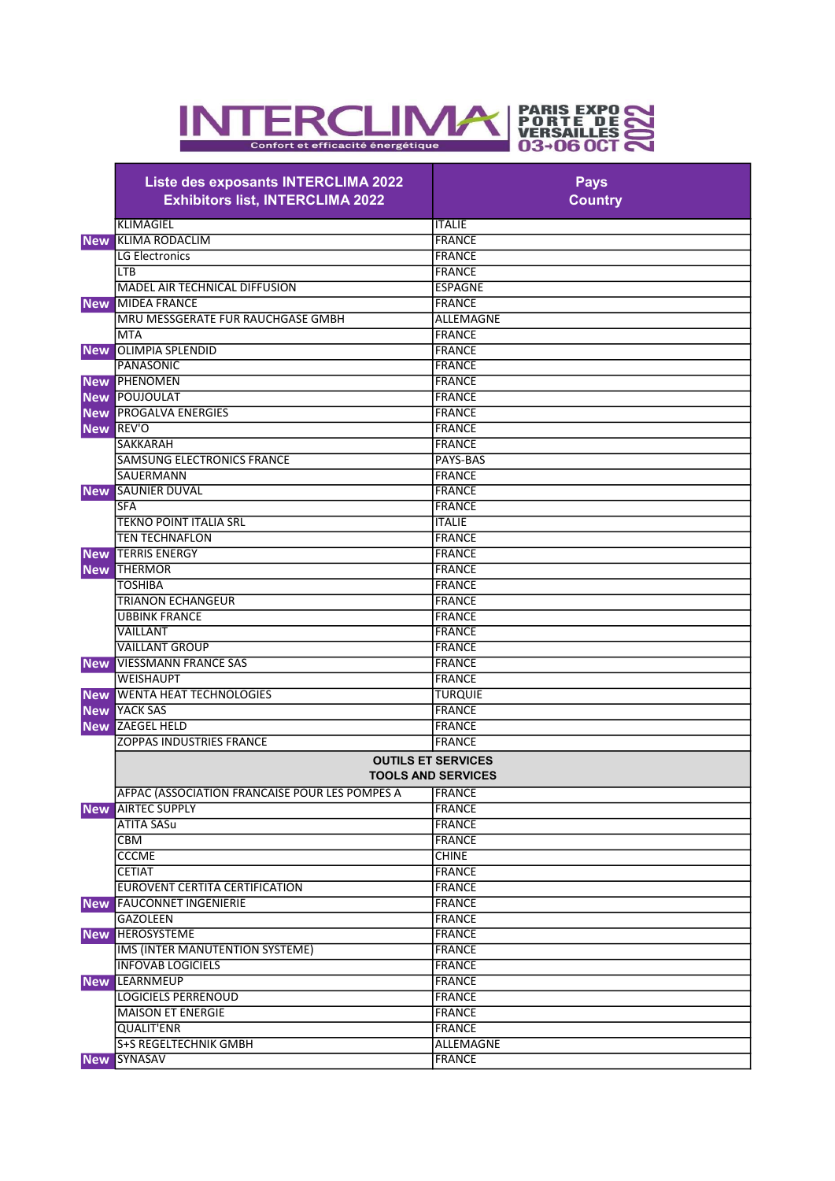INTERCLIMA Confort et efficacité énergétique — PARIS EXPO PORTE DE VERSAILLES 03→06 OCT 2022

| | Liste des exposants INTERCLIMA 2022<br>Exhibitors list, INTERCLIMA 2022 | Pays<br>Country |
|---|---|---|
| | KLIMAGIEL | ITALIE |
| New | KLIMA RODACLIM | FRANCE |
| | LG Electronics | FRANCE |
| | LTB | FRANCE |
| | MADEL AIR TECHNICAL DIFFUSION | ESPAGNE |
| New | MIDEA FRANCE | FRANCE |
| | MRU MESSGERATE FUR RAUCHGASE GMBH | ALLEMAGNE |
| | MTA | FRANCE |
| New | OLIMPIA SPLENDID | FRANCE |
| | PANASONIC | FRANCE |
| New | PHENOMEN | FRANCE |
| New | POUJOULAT | FRANCE |
| New | PROGALVA ENERGIES | FRANCE |
| New | REV'O | FRANCE |
| | SAKKARAH | FRANCE |
| | SAMSUNG ELECTRONICS FRANCE | PAYS-BAS |
| | SAUERMANN | FRANCE |
| New | SAUNIER DUVAL | FRANCE |
| | SFA | FRANCE |
| | TEKNO POINT ITALIA SRL | ITALIE |
| | TEN TECHNAFLON | FRANCE |
| New | TERRIS ENERGY | FRANCE |
| New | THERMOR | FRANCE |
| | TOSHIBA | FRANCE |
| | TRIANON ECHANGEUR | FRANCE |
| | UBBINK FRANCE | FRANCE |
| | VAILLANT | FRANCE |
| | VAILLANT GROUP | FRANCE |
| New | VIESSMANN FRANCE SAS | FRANCE |
| | WEISHAUPT | FRANCE |
| New | WENTA HEAT TECHNOLOGIES | TURQUIE |
| New | YACK SAS | FRANCE |
| New | ZAEGEL HELD | FRANCE |
| | ZOPPAS INDUSTRIES FRANCE | FRANCE |
| | **OUTILS ET SERVICES<br>TOOLS AND SERVICES** | |
| | AFPAC (ASSOCIATION FRANCAISE POUR LES POMPES A | FRANCE |
| New | AIRTEC SUPPLY | FRANCE |
| | ATITA SASu | FRANCE |
| | CBM | FRANCE |
| | CCCME | CHINE |
| | CETIAT | FRANCE |
| | EUROVENT CERTITA CERTIFICATION | FRANCE |
| New | FAUCONNET INGENIERIE | FRANCE |
| | GAZOLEEN | FRANCE |
| New | HEROSYSTEME | FRANCE |
| | IMS (INTER MANUTENTION SYSTEME) | FRANCE |
| | INFOVAB LOGICIELS | FRANCE |
| New | LEARNMEUP | FRANCE |
| | LOGICIELS PERRENOUD | FRANCE |
| | MAISON ET ENERGIE | FRANCE |
| | QUALIT'ENR | FRANCE |
| | S+S REGELTECHNIK GMBH | ALLEMAGNE |
| New | SYNASAV | FRANCE |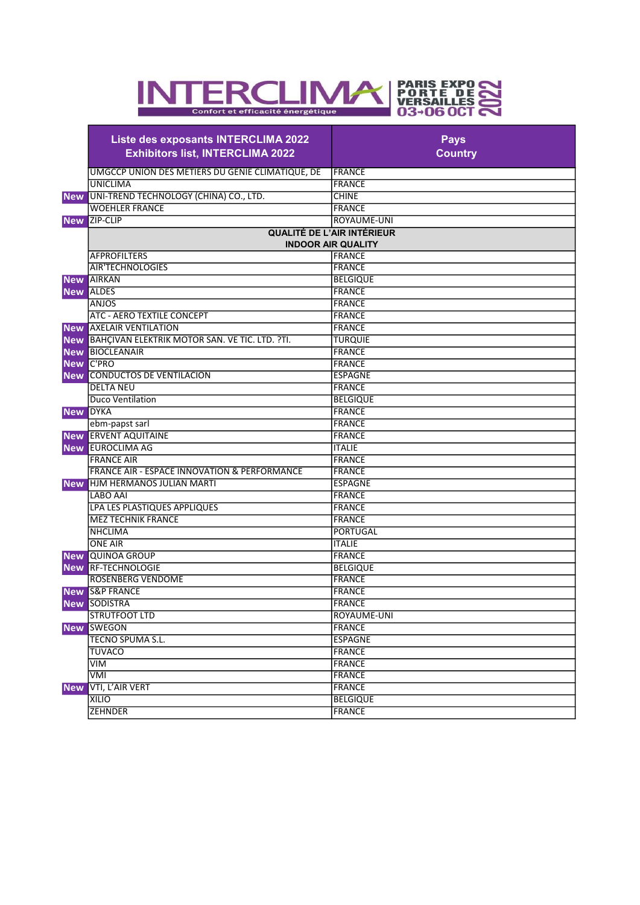INTERCLIMA
Confort et efficacité énergétique

PARIS EXPO PORTE DE VERSAILLES 03→06 OCT 2022

| | Liste des exposants INTERCLIMA 2022<br>Exhibitors list, INTERCLIMA 2022 | Pays<br>Country |
|---|---|---|
| | UMGCCP UNION DES METIERS DU GENIE CLIMATIQUE, DE | FRANCE |
| | UNICLIMA | FRANCE |
| New | UNI-TREND TECHNOLOGY (CHINA) CO., LTD. | CHINE |
| | WOEHLER FRANCE | FRANCE |
| New | ZIP-CLIP | ROYAUME-UNI |
| | **QUALITÉ DE L'AIR INTÉRIEUR<br>INDOOR AIR QUALITY** | |
| | AFPROFILTERS | FRANCE |
| | AIR'TECHNOLOGIES | FRANCE |
| New | AIRKAN | BELGIQUE |
| New | ALDES | FRANCE |
| | ANJOS | FRANCE |
| | ATC - AERO TEXTILE CONCEPT | FRANCE |
| New | AXELAIR VENTILATION | FRANCE |
| New | BAHÇIVAN ELEKTRIK MOTOR SAN. VE TIC. LTD. ?TI. | TURQUIE |
| New | BIOCLEANAIR | FRANCE |
| New | C'PRO | FRANCE |
| New | CONDUCTOS DE VENTILACION | ESPAGNE |
| | DELTA NEU | FRANCE |
| | Duco Ventilation | BELGIQUE |
| New | DYKA | FRANCE |
| | ebm-papst sarl | FRANCE |
| New | ERVENT AQUITAINE | FRANCE |
| New | EUROCLIMA AG | ITALIE |
| | FRANCE AIR | FRANCE |
| | FRANCE AIR - ESPACE INNOVATION & PERFORMANCE | FRANCE |
| New | HJM HERMANOS JULIAN MARTI | ESPAGNE |
| | LABO AAI | FRANCE |
| | LPA LES PLASTIQUES APPLIQUES | FRANCE |
| | MEZ TECHNIK FRANCE | FRANCE |
| | NHCLIMA | PORTUGAL |
| | ONE AIR | ITALIE |
| New | QUINOA GROUP | FRANCE |
| New | RF-TECHNOLOGIE | BELGIQUE |
| | ROSENBERG VENDOME | FRANCE |
| New | S&P FRANCE | FRANCE |
| New | SODISTRA | FRANCE |
| | STRUTFOOT LTD | ROYAUME-UNI |
| New | SWEGON | FRANCE |
| | TECNO SPUMA S.L. | ESPAGNE |
| | TUVACO | FRANCE |
| | VIM | FRANCE |
| | VMI | FRANCE |
| New | VTI, L'AIR VERT | FRANCE |
| | XILIO | BELGIQUE |
| | ZEHNDER | FRANCE |